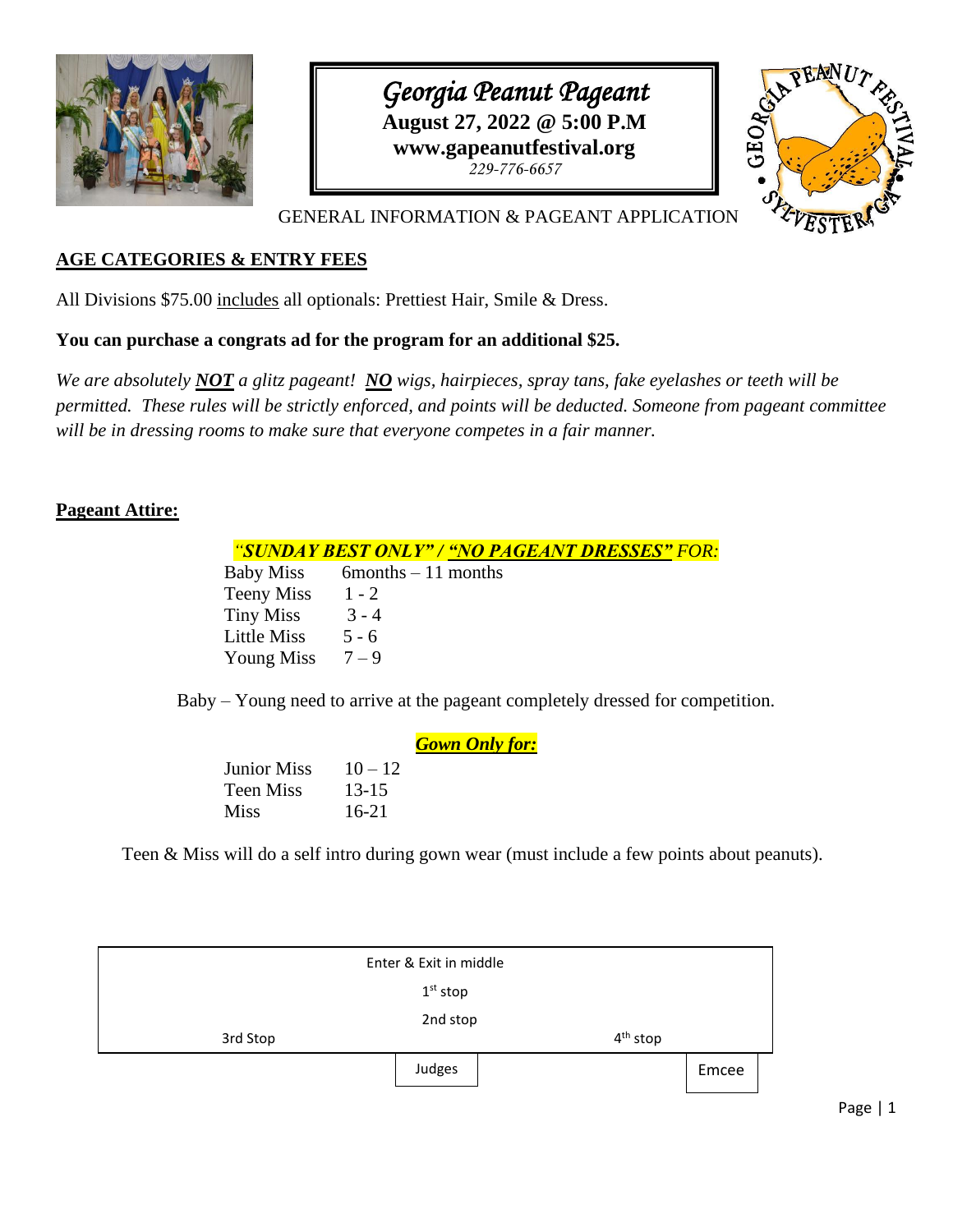# Georgia Peanut Pageant

**August 27, 2022 @ 5:00 P.M**

**www.gapeanutfestival.org**

*229-776-6657*

GENERAL INFORMATION & PAGEANT APPLICATION

## AGE CATEGORIES & ENTRY FEES

All Divisions $75.00 includes all optionals: Prettiest Hair, Smile & Dress.

**You can purchase a congrats ad for the program for an additional $25.**

*We are absolutely **NOT** a glitz pageant! **NO** wigs, hairpieces, spray tans, fake eyelashes or teeth will be permitted. These rules will be strictly enforced, and points will be deducted. Someone from pageant committee will be in dressing rooms to make sure that everyone competes in a fair manner.*

## Pageant Attire:

*"**SUNDAY BEST ONLY" / "NO PAGEANT DRESSES"** FOR:*

| Division | Age |
|---|---|
| Baby Miss | 6months – 11 months |
| Teeny Miss | 1 - 2 |
| Tiny Miss | 3 - 4 |
| Little Miss | 5 - 6 |
| Young Miss | 7 – 9 |

Baby – Young need to arrive at the pageant completely dressed for competition.

***Gown Only for:***

| Division | Age |
|---|---|
| Junior Miss | 10 – 12 |
| Teen Miss | 13-15 |
| Miss | 16-21 |

Teen & Miss will do a self intro during gown wear (must include a few points about peanuts).

Stage diagram:

- Enter & Exit in middle
- 1st stop
- 2nd stop
- 3rd Stop
- 4th stop
- Judges
- Emcee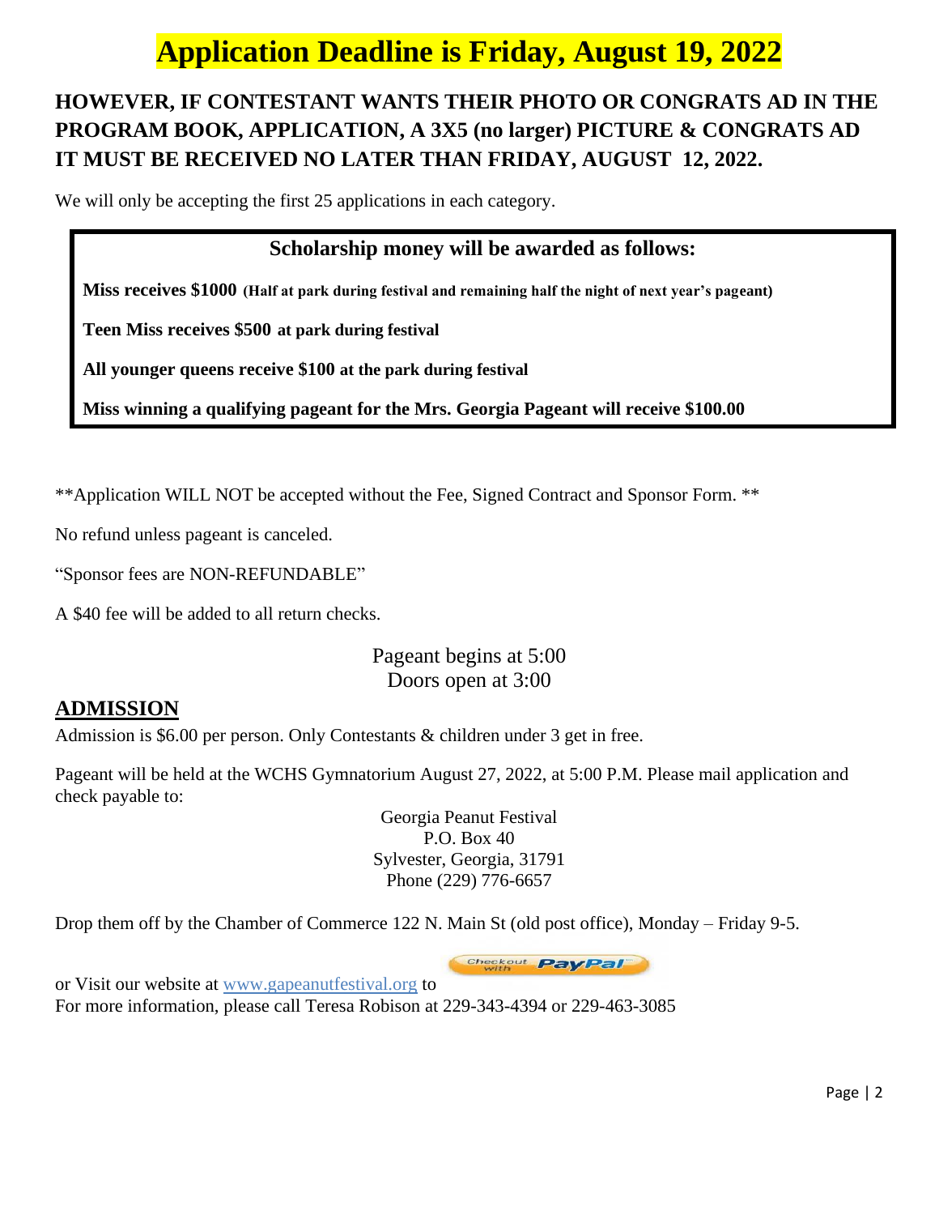# Application Deadline is Friday, August 19, 2022

## HOWEVER, IF CONTESTANT WANTS THEIR PHOTO OR CONGRATS AD IN THE PROGRAM BOOK, APPLICATION, A 3X5 (no larger) PICTURE & CONGRATS AD IT MUST BE RECEIVED NO LATER THAN FRIDAY, AUGUST 12, 2022.

We will only be accepting the first 25 applications in each category.

### Scholarship money will be awarded as follows:

**Miss receives $1000 (Half at park during festival and remaining half the night of next year's pageant)**

**Teen Miss receives $500 at park during festival**

**All younger queens receive $100 at the park during festival**

**Miss winning a qualifying pageant for the Mrs. Georgia Pageant will receive $100.00**

**Application WILL NOT be accepted without the Fee, Signed Contract and Sponsor Form. **

No refund unless pageant is canceled.

"Sponsor fees are NON-REFUNDABLE"

A $40 fee will be added to all return checks.

Pageant begins at 5:00
Doors open at 3:00

## ADMISSION

Admission is $6.00 per person. Only Contestants & children under 3 get in free.

Pageant will be held at the WCHS Gymnatorium August 27, 2022, at 5:00 P.M. Please mail application and check payable to:

Georgia Peanut Festival
P.O. Box 40
Sylvester, Georgia, 31791
Phone (229) 776-6657

Drop them off by the Chamber of Commerce 122 N. Main St (old post office), Monday – Friday 9-5.

or Visit our website at www.gapeanutfestival.org to Checkout with PayPal

For more information, please call Teresa Robison at 229-343-4394 or 229-463-3085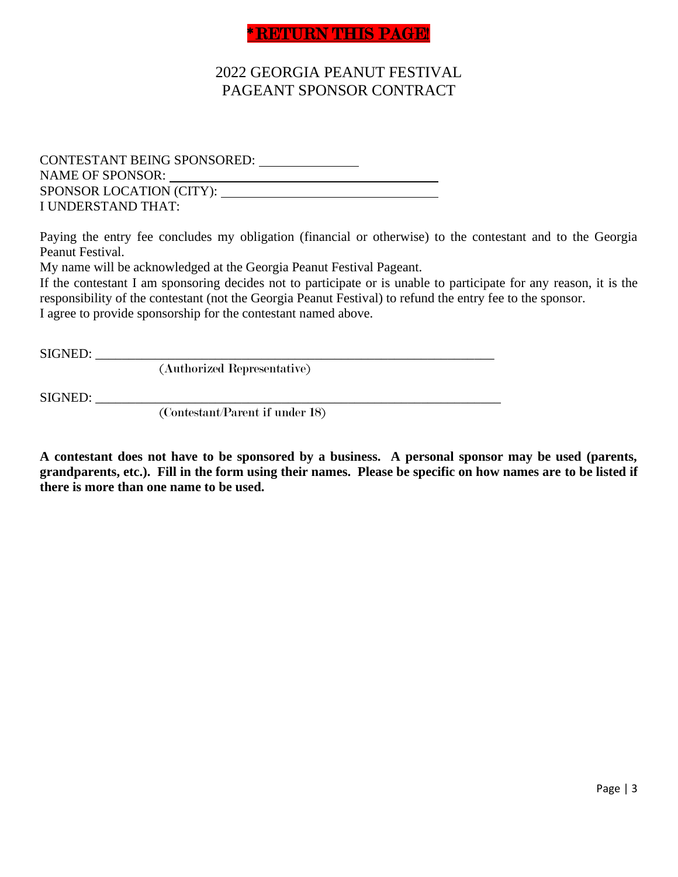**\*RETURN THIS PAGE!**

# 2022 GEORGIA PEANUT FESTIVAL
# PAGEANT SPONSOR CONTRACT

CONTESTANT BEING SPONSORED: ______________

NAME OF SPONSOR: ________________________________________

SPONSOR LOCATION (CITY): ______________________________

I UNDERSTAND THAT:

Paying the entry fee concludes my obligation (financial or otherwise) to the contestant and to the Georgia Peanut Festival.

My name will be acknowledged at the Georgia Peanut Festival Pageant.

If the contestant I am sponsoring decides not to participate or is unable to participate for any reason, it is the responsibility of the contestant (not the Georgia Peanut Festival) to refund the entry fee to the sponsor.

I agree to provide sponsorship for the contestant named above.

SIGNED: ____________________________________________________________

(Authorized Representative)

SIGNED: _____________________________________________________________

(Contestant/Parent if under 18)

**A contestant does not have to be sponsored by a business. A personal sponsor may be used (parents, grandparents, etc.). Fill in the form using their names. Please be specific on how names are to be listed if there is more than one name to be used.**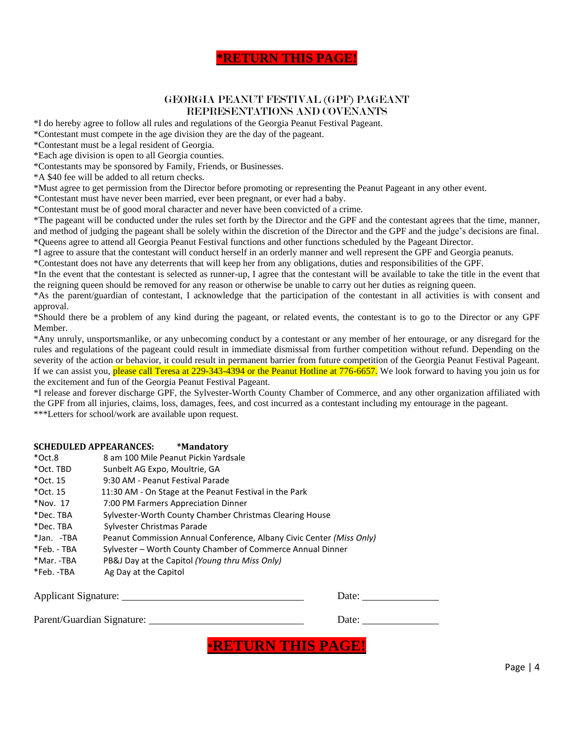**\*RETURN THIS PAGE!**

## GEORGIA PEANUT FESTIVAL (GPF) PAGEANT REPRESENTATIONS AND COVENANTS

*I do hereby agree to follow all rules and regulations of the Georgia Peanut Festival Pageant.
*Contestant must compete in the age division they are the day of the pageant.
*Contestant must be a legal resident of Georgia.
*Each age division is open to all Georgia counties.
*Contestants may be sponsored by Family, Friends, or Businesses.
*A $40 fee will be added to all return checks.
*Must agree to get permission from the Director before promoting or representing the Peanut Pageant in any other event.
*Contestant must have never been married, ever been pregnant, or ever had a baby.
*Contestant must be of good moral character and never have been convicted of a crime.
*The pageant will be conducted under the rules set forth by the Director and the GPF and the contestant agrees that the time, manner, and method of judging the pageant shall be solely within the discretion of the Director and the GPF and the judge's decisions are final.
*Queens agree to attend all Georgia Peanut Festival functions and other functions scheduled by the Pageant Director.
*I agree to assure that the contestant will conduct herself in an orderly manner and well represent the GPF and Georgia peanuts.
*Contestant does not have any deterrents that will keep her from any obligations, duties and responsibilities of the GPF.
*In the event that the contestant is selected as runner-up, I agree that the contestant will be available to take the title in the event that the reigning queen should be removed for any reason or otherwise be unable to carry out her duties as reigning queen.
*As the parent/guardian of contestant, I acknowledge that the participation of the contestant in all activities is with consent and approval.
*Should there be a problem of any kind during the pageant, or related events, the contestant is to go to the Director or any GPF Member.
*Any unruly, unsportsmanlike, or any unbecoming conduct by a contestant or any member of her entourage, or any disregard for the rules and regulations of the pageant could result in immediate dismissal from further competition without refund. Depending on the severity of the action or behavior, it could result in permanent barrier from future competition of the Georgia Peanut Festival Pageant. If we can assist you, please call Teresa at 229-343-4394 or the Peanut Hotline at 776-6657. We look forward to having you join us for the excitement and fun of the Georgia Peanut Festival Pageant.
*I release and forever discharge GPF, the Sylvester-Worth County Chamber of Commerce, and any other organization affiliated with the GPF from all injuries, claims, loss, damages, fees, and cost incurred as a contestant including my entourage in the pageant.
***Letters for school/work are available upon request.

**SCHEDULED APPEARANCES: \*Mandatory**

| | |
|---|---|
| *Oct.8 | 8 am 100 Mile Peanut Pickin Yardsale |
| *Oct. TBD | Sunbelt AG Expo, Moultrie, GA |
| *Oct. 15 | 9:30 AM - Peanut Festival Parade |
| *Oct. 15 | 11:30 AM - On Stage at the Peanut Festival in the Park |
| *Nov. 17 | 7:00 PM Farmers Appreciation Dinner |
| *Dec. TBA | Sylvester-Worth County Chamber Christmas Clearing House |
| *Dec. TBA | Sylvester Christmas Parade |
| *Jan. -TBA | Peanut Commission Annual Conference, Albany Civic Center *(Miss Only)* |
| *Feb. - TBA | Sylvester – Worth County Chamber of Commerce Annual Dinner |
| *Mar. -TBA | PB&J Day at the Capitol *(Young thru Miss Only)* |
| *Feb. -TBA | Ag Day at the Capitol |

Applicant Signature: ______________________________ Date: ______________

Parent/Guardian Signature: ______________________________ Date: ______________

**\*RETURN THIS PAGE!**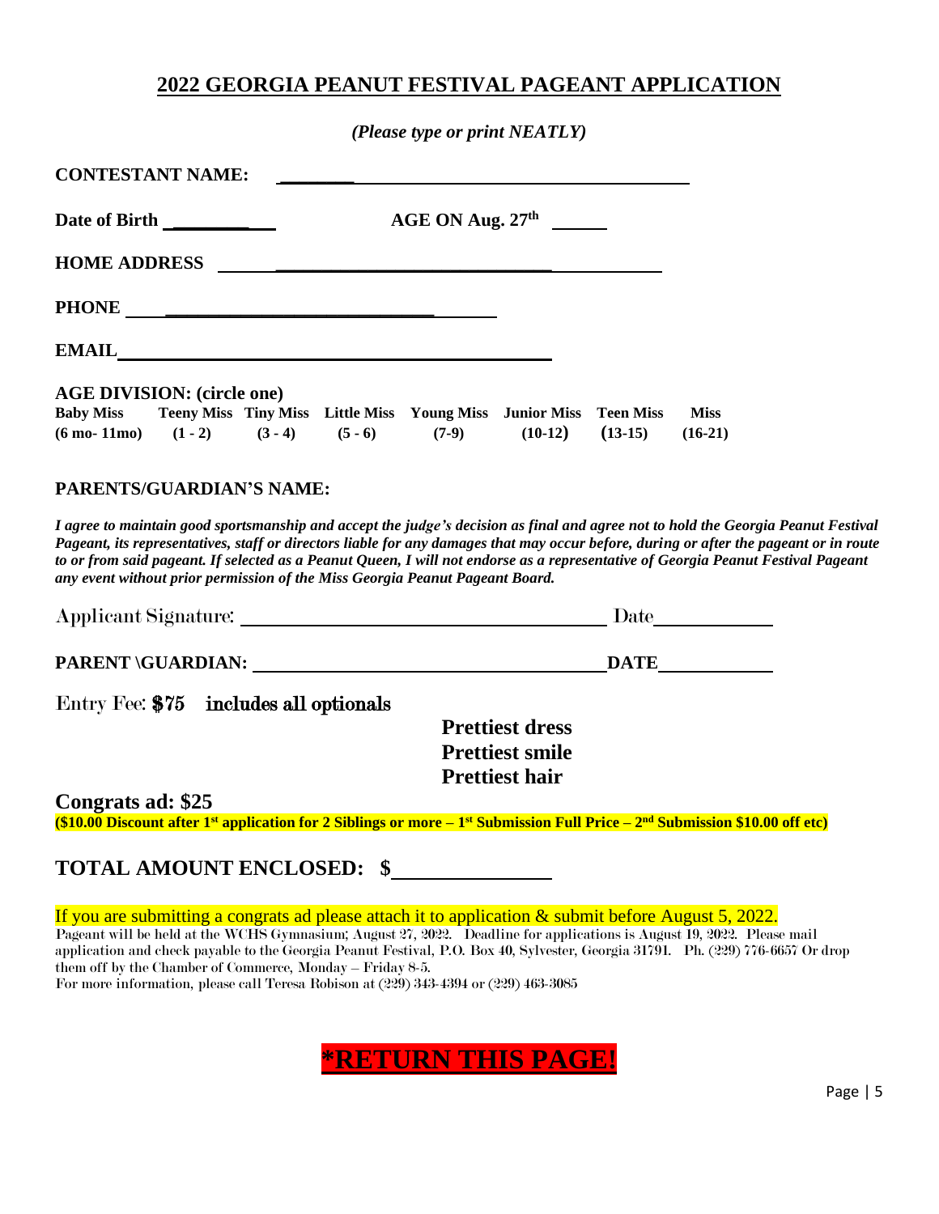# 2022 GEORGIA PEANUT FESTIVAL PAGEANT APPLICATION

*(Please type or print NEATLY)*

**CONTESTANT NAME:** ______________________________________________

**Date of Birth** ____________ **AGE ON Aug. 27th** ______

**HOME ADDRESS** ______________________________________________

**PHONE** ______________________________________________

**EMAIL** ______________________________________________

**AGE DIVISION: (circle one)**

| Baby Miss | Teeny Miss | Tiny Miss | Little Miss | Young Miss | Junior Miss | Teen Miss | Miss |
|---|---|---|---|---|---|---|---|
| (6 mo- 11mo) | (1 - 2) | (3 - 4) | (5 - 6) | (7-9) | (10-12) | (13-15) | (16-21) |

**PARENTS/GUARDIAN'S NAME:**

***I agree to maintain good sportsmanship and accept the judge's decision as final and agree not to hold the Georgia Peanut Festival Pageant, its representatives, staff or directors liable for any damages that may occur before, during or after the pageant or in route to or from said pageant. If selected as a Peanut Queen, I will not endorse as a representative of Georgia Peanut Festival Pageant any event without prior permission of the Miss Georgia Peanut Pageant Board.***

Applicant Signature: ______________________________________ Date____________

**PARENT \GUARDIAN:** ______________________________________ **DATE**____________

Entry Fee: **$75** includes all optionals

**Prettiest dress**
**Prettiest smile**
**Prettiest hair**

**Congrats ad: $25**

**($10.00 Discount after 1st application for 2 Siblings or more – 1st Submission Full Price – 2nd Submission $10.00 off etc)**

## TOTAL AMOUNT ENCLOSED: $______________

If you are submitting a congrats ad please attach it to application & submit before August 5, 2022.

Pageant will be held at the WCHS Gymnasium; August 27, 2022. Deadline for applications is August 19, 2022. Please mail application and check payable to the Georgia Peanut Festival, P.O. Box 40, Sylvester, Georgia 31791. Ph. (229) 776-6657 Or drop them off by the Chamber of Commerce, Monday – Friday 8-5.
For more information, please call Teresa Robison at (229) 343-4394 or (229) 463-3085

**\*RETURN THIS PAGE!**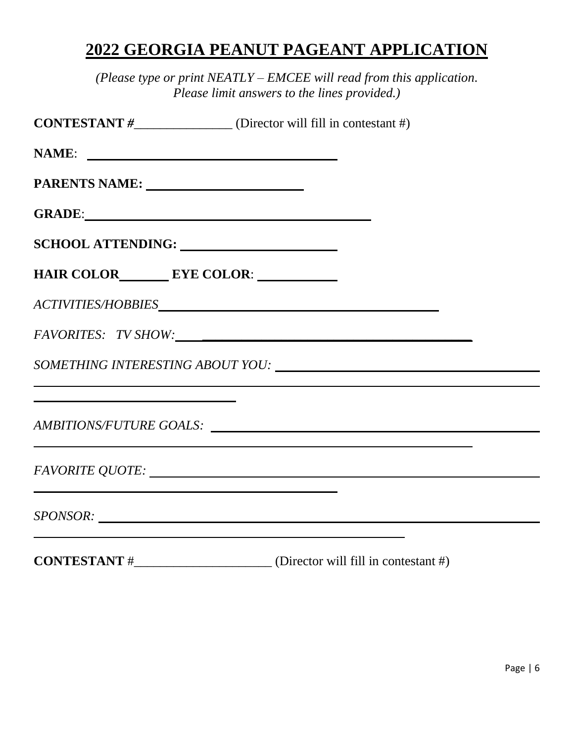# 2022 GEORGIA PEANUT PAGEANT APPLICATION

*(Please type or print NEATLY – EMCEE will read from this application. Please limit answers to the lines provided.)*

**CONTESTANT #**_______________ (Director will fill in contestant #)

**NAME**: ______________________________________

**PARENTS NAME:** ________________________

**GRADE**: ____________________________________________

**SCHOOL ATTENDING:** ________________________

**HAIR COLOR**________ **EYE COLOR**: ____________

*ACTIVITIES/HOBBIES* ___________________________________________

*FAVORITES: TV SHOW:* ______________________________________________

*SOMETHING INTERESTING ABOUT YOU:* ________________________________________
________________________________________________________________________________
_______________________________

*AMBITIONS/FUTURE GOALS:* ____________________________________________________
____________________________________________________________________

*FAVORITE QUOTE:* __________________________________________________________________
_______________________________________________

*SPONSOR:* _______________________________________________________________________
_________________________________________________________

**CONTESTANT** #_____________________ (Director will fill in contestant #)